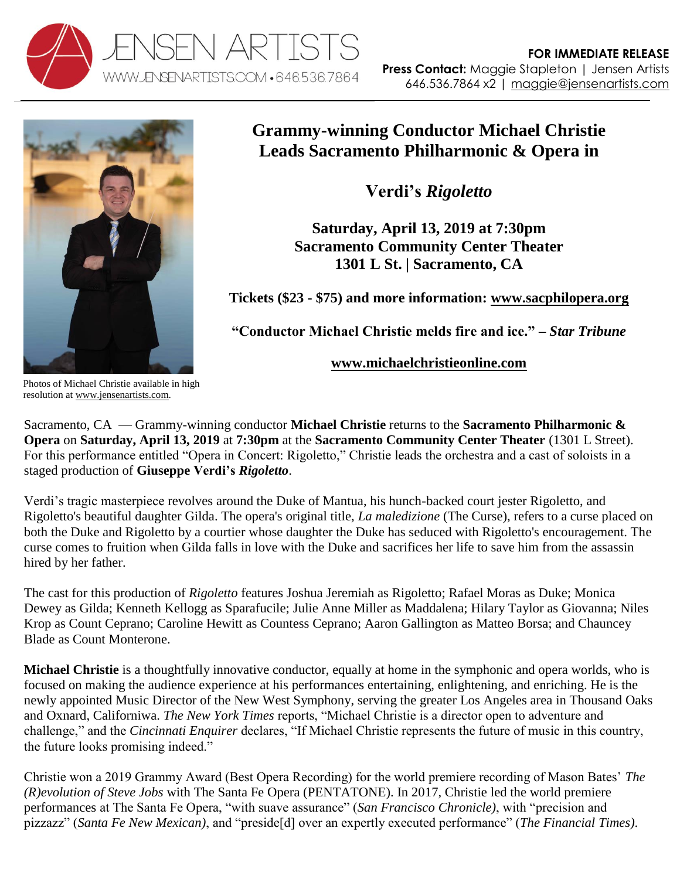JENSEN ARTISTS
WWW.JENSENARTISTS.COM • 646.536.7864

**FOR IMMEDIATE RELEASE**
**Press Contact:** Maggie Stapleton | Jensen Artists
646.536.7864 x2 | maggie@jensenartists.com

Photos of Michael Christie available in high resolution at www.jensenartists.com.

# Grammy-winning Conductor Michael Christie Leads Sacramento Philharmonic & Opera in

## Verdi's *Rigoletto*

**Saturday, April 13, 2019 at 7:30pm**
**Sacramento Community Center Theater**
**1301 L St. | Sacramento, CA**

**Tickets ($23 - $75) and more information: www.sacphilopera.org**

**"Conductor Michael Christie melds fire and ice." – *Star Tribune***

**www.michaelchristieonline.com**

Sacramento, CA — Grammy-winning conductor **Michael Christie** returns to the **Sacramento Philharmonic & Opera** on **Saturday, April 13, 2019** at **7:30pm** at the **Sacramento Community Center Theater** (1301 L Street). For this performance entitled "Opera in Concert: Rigoletto," Christie leads the orchestra and a cast of soloists in a staged production of **Giuseppe Verdi's *Rigoletto***.

Verdi's tragic masterpiece revolves around the Duke of Mantua, his hunch-backed court jester Rigoletto, and Rigoletto's beautiful daughter Gilda. The opera's original title, *La maledizione* (The Curse), refers to a curse placed on both the Duke and Rigoletto by a courtier whose daughter the Duke has seduced with Rigoletto's encouragement. The curse comes to fruition when Gilda falls in love with the Duke and sacrifices her life to save him from the assassin hired by her father.

The cast for this production of *Rigoletto* features Joshua Jeremiah as Rigoletto; Rafael Moras as Duke; Monica Dewey as Gilda; Kenneth Kellogg as Sparafucile; Julie Anne Miller as Maddalena; Hilary Taylor as Giovanna; Niles Krop as Count Ceprano; Caroline Hewitt as Countess Ceprano; Aaron Gallington as Matteo Borsa; and Chauncey Blade as Count Monterone.

**Michael Christie** is a thoughtfully innovative conductor, equally at home in the symphonic and opera worlds, who is focused on making the audience experience at his performances entertaining, enlightening, and enriching. He is the newly appointed Music Director of the New West Symphony, serving the greater Los Angeles area in Thousand Oaks and Oxnard, Californiwa. *The New York Times* reports, "Michael Christie is a director open to adventure and challenge," and the *Cincinnati Enquirer* declares, "If Michael Christie represents the future of music in this country, the future looks promising indeed."

Christie won a 2019 Grammy Award (Best Opera Recording) for the world premiere recording of Mason Bates' *The (R)evolution of Steve Jobs* with The Santa Fe Opera (PENTATONE). In 2017, Christie led the world premiere performances at The Santa Fe Opera, "with suave assurance" (*San Francisco Chronicle)*, with "precision and pizzazz" (*Santa Fe New Mexican)*, and "preside[d] over an expertly executed performance" (*The Financial Times)*.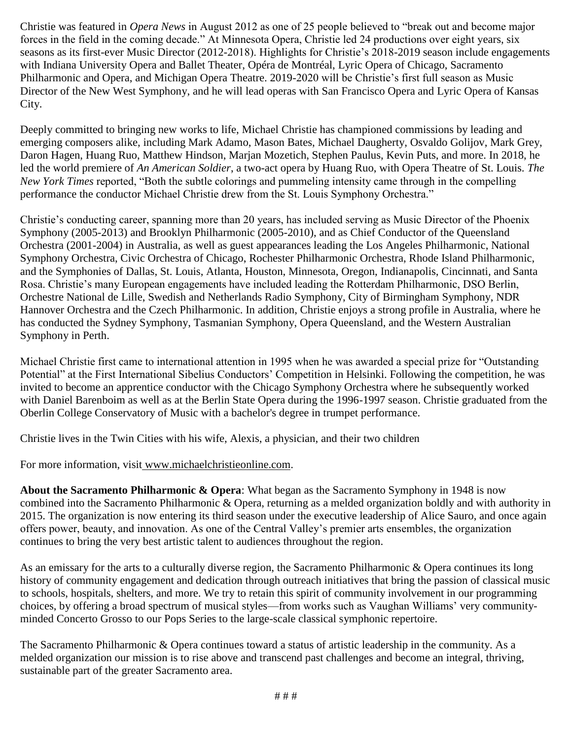Christie was featured in *Opera News* in August 2012 as one of 25 people believed to "break out and become major forces in the field in the coming decade." At Minnesota Opera, Christie led 24 productions over eight years, six seasons as its first-ever Music Director (2012-2018). Highlights for Christie's 2018-2019 season include engagements with Indiana University Opera and Ballet Theater, Opéra de Montréal, Lyric Opera of Chicago, Sacramento Philharmonic and Opera, and Michigan Opera Theatre. 2019-2020 will be Christie's first full season as Music Director of the New West Symphony, and he will lead operas with San Francisco Opera and Lyric Opera of Kansas City.

Deeply committed to bringing new works to life, Michael Christie has championed commissions by leading and emerging composers alike, including Mark Adamo, Mason Bates, Michael Daugherty, Osvaldo Golijov, Mark Grey, Daron Hagen, Huang Ruo, Matthew Hindson, Marjan Mozetich, Stephen Paulus, Kevin Puts, and more. In 2018, he led the world premiere of *An American Soldier*, a two-act opera by Huang Ruo, with Opera Theatre of St. Louis. *The New York Times* reported, "Both the subtle colorings and pummeling intensity came through in the compelling performance the conductor Michael Christie drew from the St. Louis Symphony Orchestra."

Christie's conducting career, spanning more than 20 years, has included serving as Music Director of the Phoenix Symphony (2005-2013) and Brooklyn Philharmonic (2005-2010), and as Chief Conductor of the Queensland Orchestra (2001-2004) in Australia, as well as guest appearances leading the Los Angeles Philharmonic, National Symphony Orchestra, Civic Orchestra of Chicago, Rochester Philharmonic Orchestra, Rhode Island Philharmonic, and the Symphonies of Dallas, St. Louis, Atlanta, Houston, Minnesota, Oregon, Indianapolis, Cincinnati, and Santa Rosa. Christie's many European engagements have included leading the Rotterdam Philharmonic, DSO Berlin, Orchestre National de Lille, Swedish and Netherlands Radio Symphony, City of Birmingham Symphony, NDR Hannover Orchestra and the Czech Philharmonic. In addition, Christie enjoys a strong profile in Australia, where he has conducted the Sydney Symphony, Tasmanian Symphony, Opera Queensland, and the Western Australian Symphony in Perth.

Michael Christie first came to international attention in 1995 when he was awarded a special prize for "Outstanding Potential" at the First International Sibelius Conductors' Competition in Helsinki. Following the competition, he was invited to become an apprentice conductor with the Chicago Symphony Orchestra where he subsequently worked with Daniel Barenboim as well as at the Berlin State Opera during the 1996-1997 season. Christie graduated from the Oberlin College Conservatory of Music with a bachelor's degree in trumpet performance.

Christie lives in the Twin Cities with his wife, Alexis, a physician, and their two children

For more information, visit www.michaelchristieonline.com.

**About the Sacramento Philharmonic & Opera**: What began as the Sacramento Symphony in 1948 is now combined into the Sacramento Philharmonic & Opera, returning as a melded organization boldly and with authority in 2015. The organization is now entering its third season under the executive leadership of Alice Sauro, and once again offers power, beauty, and innovation. As one of the Central Valley's premier arts ensembles, the organization continues to bring the very best artistic talent to audiences throughout the region.

As an emissary for the arts to a culturally diverse region, the Sacramento Philharmonic & Opera continues its long history of community engagement and dedication through outreach initiatives that bring the passion of classical music to schools, hospitals, shelters, and more. We try to retain this spirit of community involvement in our programming choices, by offering a broad spectrum of musical styles—from works such as Vaughan Williams' very community-minded Concerto Grosso to our Pops Series to the large-scale classical symphonic repertoire.

The Sacramento Philharmonic & Opera continues toward a status of artistic leadership in the community. As a melded organization our mission is to rise above and transcend past challenges and become an integral, thriving, sustainable part of the greater Sacramento area.

# # #